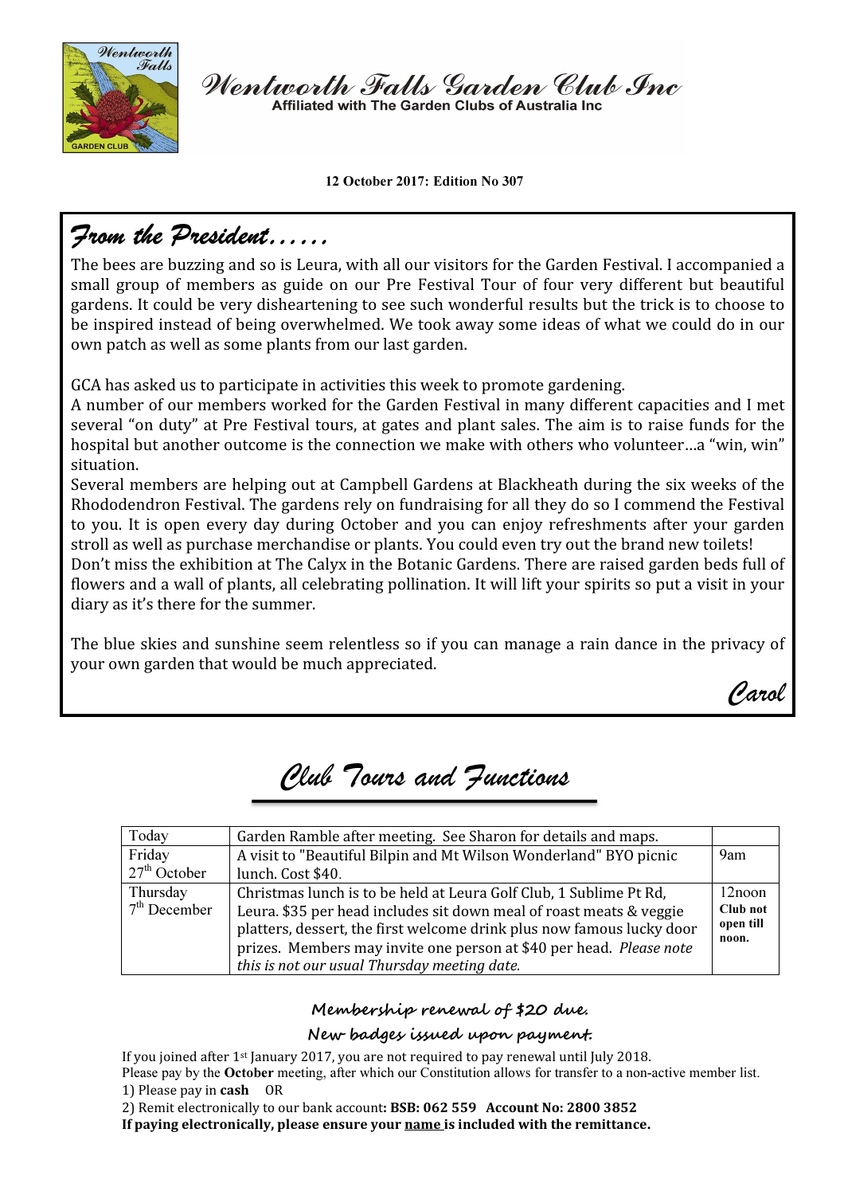# Wentworth Falls Garden Club Inc

Affiliated with The Garden Clubs of Australia Inc

**12 October 2017: Edition No 307**

## From the President……

The bees are buzzing and so is Leura, with all our visitors for the Garden Festival. I accompanied a small group of members as guide on our Pre Festival Tour of four very different but beautiful gardens. It could be very disheartening to see such wonderful results but the trick is to choose to be inspired instead of being overwhelmed. We took away some ideas of what we could do in our own patch as well as some plants from our last garden.

GCA has asked us to participate in activities this week to promote gardening.
A number of our members worked for the Garden Festival in many different capacities and I met several "on duty" at Pre Festival tours, at gates and plant sales. The aim is to raise funds for the hospital but another outcome is the connection we make with others who volunteer…a "win, win" situation.
Several members are helping out at Campbell Gardens at Blackheath during the six weeks of the Rhododendron Festival. The gardens rely on fundraising for all they do so I commend the Festival to you. It is open every day during October and you can enjoy refreshments after your garden stroll as well as purchase merchandise or plants. You could even try out the brand new toilets!
Don't miss the exhibition at The Calyx in the Botanic Gardens. There are raised garden beds full of flowers and a wall of plants, all celebrating pollination. It will lift your spirits so put a visit in your diary as it's there for the summer.

The blue skies and sunshine seem relentless so if you can manage a rain dance in the privacy of your own garden that would be much appreciated.

*Carol*

## Club Tours and Functions

| | | |
|---|---|---|
| Today | Garden Ramble after meeting. See Sharon for details and maps. | |
| Friday 27th October | A visit to "Beautiful Bilpin and Mt Wilson Wonderland" BYO picnic lunch. Cost $40. | 9am |
| Thursday 7th December | Christmas lunch is to be held at Leura Golf Club, 1 Sublime Pt Rd, Leura. $35 per head includes sit down meal of roast meats & veggie platters, dessert, the first welcome drink plus now famous lucky door prizes. Members may invite one person at $40 per head. *Please note this is not our usual Thursday meeting date.* | 12noon **Club not open till noon.** |

### Membership renewal of $20 due.
### New badges issued upon payment.

If you joined after 1st January 2017, you are not required to pay renewal until July 2018.
Please pay by the **October** meeting, after which our Constitution allows for transfer to a non-active member list.
1) Please pay in **cash** OR
2) Remit electronically to our bank account**: BSB: 062 559 Account No: 2800 3852**
**If paying electronically, please ensure your name is included with the remittance.**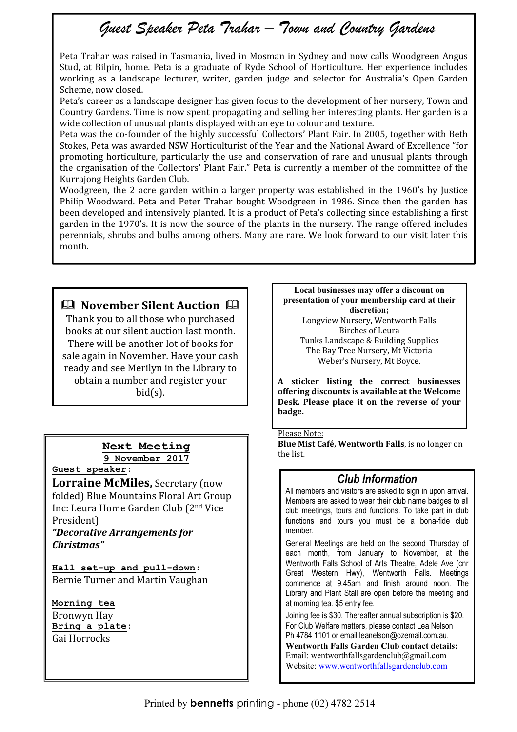# Guest Speaker Peta Trahar – Town and Country Gardens

Peta Trahar was raised in Tasmania, lived in Mosman in Sydney and now calls Woodgreen Angus Stud, at Bilpin, home. Peta is a graduate of Ryde School of Horticulture. Her experience includes working as a landscape lecturer, writer, garden judge and selector for Australia's Open Garden Scheme, now closed.

Peta's career as a landscape designer has given focus to the development of her nursery, Town and Country Gardens. Time is now spent propagating and selling her interesting plants. Her garden is a wide collection of unusual plants displayed with an eye to colour and texture.

Peta was the co-founder of the highly successful Collectors' Plant Fair. In 2005, together with Beth Stokes, Peta was awarded NSW Horticulturist of the Year and the National Award of Excellence "for promoting horticulture, particularly the use and conservation of rare and unusual plants through the organisation of the Collectors' Plant Fair." Peta is currently a member of the committee of the Kurrajong Heights Garden Club.

Woodgreen, the 2 acre garden within a larger property was established in the 1960's by Justice Philip Woodward. Peta and Peter Trahar bought Woodgreen in 1986. Since then the garden has been developed and intensively planted. It is a product of Peta's collecting since establishing a first garden in the 1970's. It is now the source of the plants in the nursery. The range offered includes perennials, shrubs and bulbs among others. Many are rare. We look forward to our visit later this month.

## 🕮 November Silent Auction 🕮

Thank you to all those who purchased books at our silent auction last month. There will be another lot of books for sale again in November. Have your cash ready and see Merilyn in the Library to obtain a number and register your bid(s).

## Next Meeting

**9 November 2017**

**Guest speaker:**

**Lorraine McMiles,** Secretary (now folded) Blue Mountains Floral Art Group Inc: Leura Home Garden Club (2nd Vice President)

***"Decorative Arrangements for Christmas"***

**Hall set-up and pull-down:**
Bernie Turner and Martin Vaughan

**Morning tea**
Bronwyn Hay

**Bring a plate:**
Gai Horrocks

**Local businesses may offer a discount on presentation of your membership card at their discretion;**

Longview Nursery, Wentworth Falls
Birches of Leura
Tunks Landscape & Building Supplies
The Bay Tree Nursery, Mt Victoria
Weber's Nursery, Mt Boyce.

**A sticker listing the correct businesses offering discounts is available at the Welcome Desk. Please place it on the reverse of your badge.**

Please Note:
**Blue Mist Café, Wentworth Falls**, is no longer on the list.

## Club Information

All members and visitors are asked to sign in upon arrival. Members are asked to wear their club name badges to all club meetings, tours and functions. To take part in club functions and tours you must be a bona-fide club member.

General Meetings are held on the second Thursday of each month, from January to November, at the Wentworth Falls School of Arts Theatre, Adele Ave (cnr Great Western Hwy), Wentworth Falls. Meetings commence at 9.45am and finish around noon. The Library and Plant Stall are open before the meeting and at morning tea. $5 entry fee.

Joining fee is $30. Thereafter annual subscription is $20. For Club Welfare matters, please contact Lea Nelson Ph 4784 1101 or email leanelson@ozemail.com.au.

**Wentworth Falls Garden Club contact details:**
Email: wentworthfallsgardenclub@gmail.com
Website: www.wentworthfallsgardenclub.com

Printed by **bennetts** printing - phone (02) 4782 2514